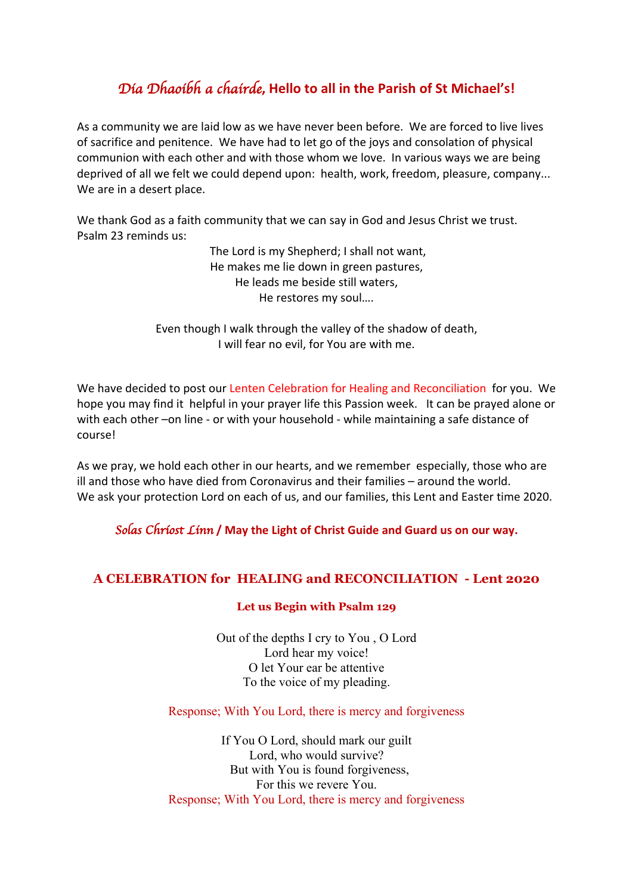## *Dia Dhaoibh a chairde,* Hello to all in the Parish of St Michael's!

As a community we are laid low as we have never been before. We are forced to live lives of sacrifice and penitence. We have had to let go of the joys and consolation of physical communion with each other and with those whom we love. In various ways we are being deprived of all we felt we could depend upon: health, work, freedom, pleasure, company... We are in a desert place.

We thank God as a faith community that we can say in God and Jesus Christ we trust. Psalm 23 reminds us:

The Lord is my Shepherd; I shall not want,  
He makes me lie down in green pastures,  
He leads me beside still waters,  
He restores my soul….

Even though I walk through the valley of the shadow of death,  
I will fear no evil, for You are with me.

We have decided to post our Lenten Celebration for Healing and Reconciliation for you. We hope you may find it helpful in your prayer life this Passion week. It can be prayed alone or with each other –on line - or with your household - while maintaining a safe distance of course!

As we pray, we hold each other in our hearts, and we remember especially, those who are ill and those who have died from Coronavirus and their families – around the world. We ask your protection Lord on each of us, and our families, this Lent and Easter time 2020.

***Solas Chríost Linn* / May the Light of Christ Guide and Guard us on our way.**

## A CELEBRATION for HEALING and RECONCILIATION - Lent 2020

### Let us Begin with Psalm 129

Out of the depths I cry to You , O Lord  
Lord hear my voice!  
O let Your ear be attentive  
To the voice of my pleading.

Response; With You Lord, there is mercy and forgiveness

If You O Lord, should mark our guilt  
Lord, who would survive?  
But with You is found forgiveness,  
For this we revere You.  
Response; With You Lord, there is mercy and forgiveness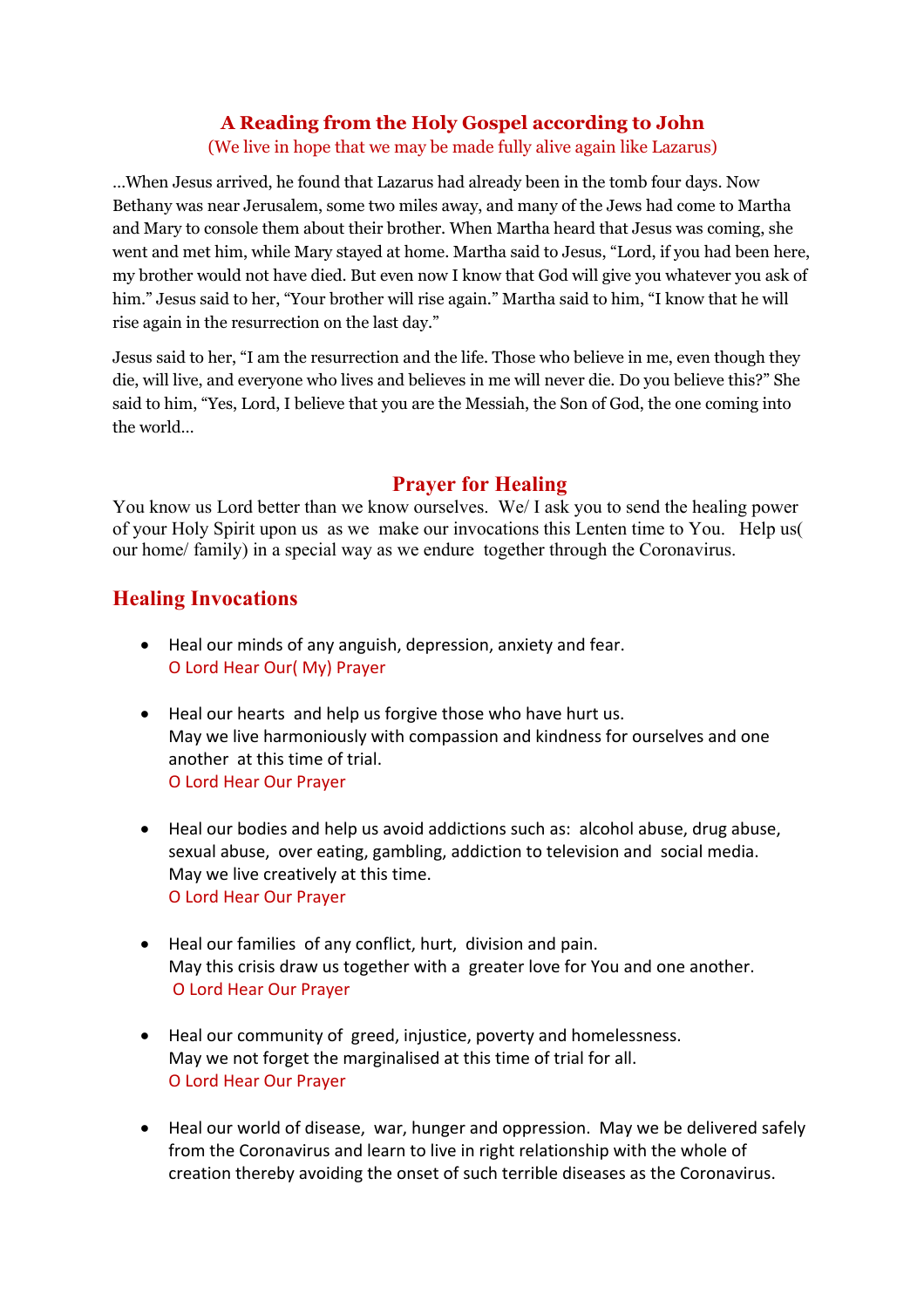## A Reading from the Holy Gospel according to John

(We live in hope that we may be made fully alive again like Lazarus)

...When Jesus arrived, he found that Lazarus had already been in the tomb four days. Now Bethany was near Jerusalem, some two miles away, and many of the Jews had come to Martha and Mary to console them about their brother. When Martha heard that Jesus was coming, she went and met him, while Mary stayed at home. Martha said to Jesus, “Lord, if you had been here, my brother would not have died. But even now I know that God will give you whatever you ask of him.” Jesus said to her, “Your brother will rise again.” Martha said to him, “I know that he will rise again in the resurrection on the last day.”

Jesus said to her, “I am the resurrection and the life. Those who believe in me, even though they die, will live, and everyone who lives and believes in me will never die. Do you believe this?” She said to him, “Yes, Lord, I believe that you are the Messiah, the Son of God, the one coming into the world...

## Prayer for Healing

You know us Lord better than we know ourselves. We/ I ask you to send the healing power of your Holy Spirit upon us as we make our invocations this Lenten time to You. Help us( our home/ family) in a special way as we endure together through the Coronavirus.

## Healing Invocations

- Heal our minds of any anguish, depression, anxiety and fear.
  O Lord Hear Our( My) Prayer

- Heal our hearts and help us forgive those who have hurt us.
  May we live harmoniously with compassion and kindness for ourselves and one another at this time of trial.
  O Lord Hear Our Prayer

- Heal our bodies and help us avoid addictions such as: alcohol abuse, drug abuse, sexual abuse, over eating, gambling, addiction to television and social media.
  May we live creatively at this time.
  O Lord Hear Our Prayer

- Heal our families of any conflict, hurt, division and pain.
  May this crisis draw us together with a greater love for You and one another.
  O Lord Hear Our Prayer

- Heal our community of greed, injustice, poverty and homelessness.
  May we not forget the marginalised at this time of trial for all.
  O Lord Hear Our Prayer

- Heal our world of disease, war, hunger and oppression. May we be delivered safely from the Coronavirus and learn to live in right relationship with the whole of creation thereby avoiding the onset of such terrible diseases as the Coronavirus.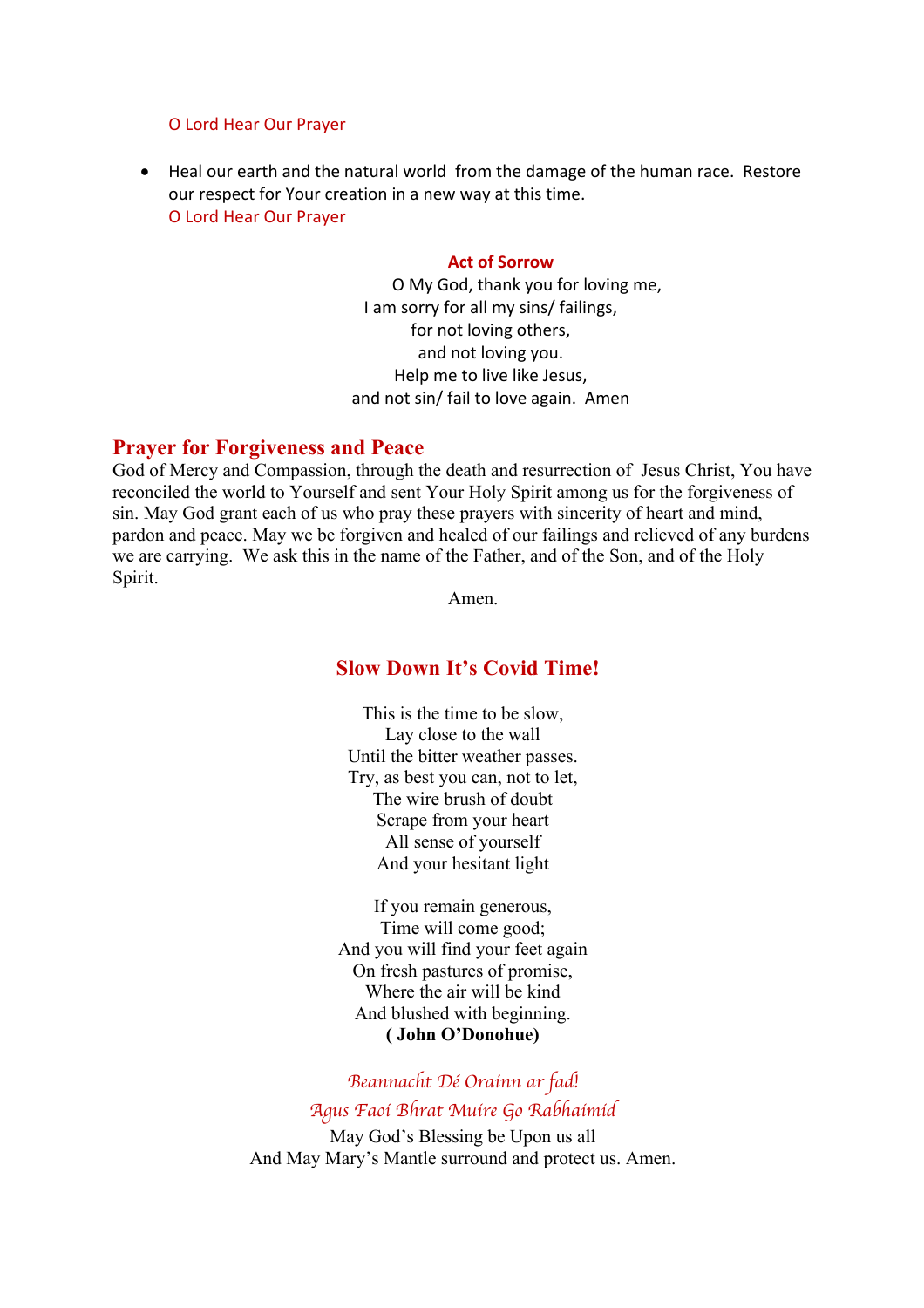O Lord Hear Our Prayer

- Heal our earth and the natural world from the damage of the human race. Restore our respect for Your creation in a new way at this time.
  O Lord Hear Our Prayer

**Act of Sorrow**

O My God, thank you for loving me,
I am sorry for all my sins/ failings,
for not loving others,
and not loving you.
Help me to live like Jesus,
and not sin/ fail to love again. Amen

## Prayer for Forgiveness and Peace

God of Mercy and Compassion, through the death and resurrection of Jesus Christ, You have reconciled the world to Yourself and sent Your Holy Spirit among us for the forgiveness of sin. May God grant each of us who pray these prayers with sincerity of heart and mind, pardon and peace. May we be forgiven and healed of our failings and relieved of any burdens we are carrying. We ask this in the name of the Father, and of the Son, and of the Holy Spirit.

Amen.

## Slow Down It's Covid Time!

This is the time to be slow,
Lay close to the wall
Until the bitter weather passes.
Try, as best you can, not to let,
The wire brush of doubt
Scrape from your heart
All sense of yourself
And your hesitant light

If you remain generous,
Time will come good;
And you will find your feet again
On fresh pastures of promise,
Where the air will be kind
And blushed with beginning.
**( John O'Donohue)**

*Beannacht Dé Orainn ar fad!*
*Agus Faoi Bhrat Muire Go Rabhaimid*
May God's Blessing be Upon us all
And May Mary's Mantle surround and protect us. Amen.